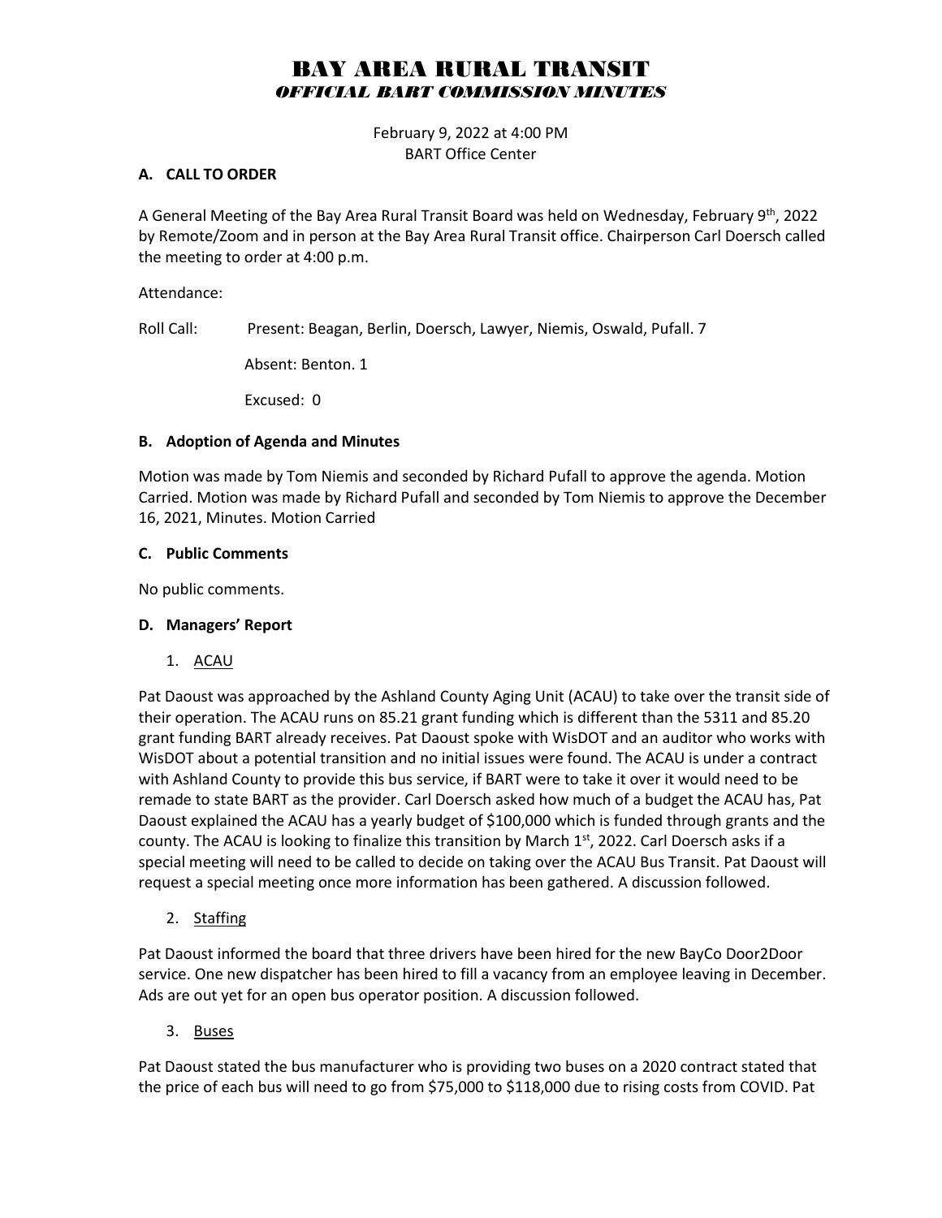# BAY AREA RURAL TRANSIT

## *OFFICIAL BART COMMISSION MINUTES*

February 9, 2022 at 4:00 PM
BART Office Center

### A. CALL TO ORDER

A General Meeting of the Bay Area Rural Transit Board was held on Wednesday, February 9th, 2022 by Remote/Zoom and in person at the Bay Area Rural Transit office. Chairperson Carl Doersch called the meeting to order at 4:00 p.m.

Attendance:

Roll Call: Present: Beagan, Berlin, Doersch, Lawyer, Niemis, Oswald, Pufall. 7

Absent: Benton. 1

Excused: 0

### B. Adoption of Agenda and Minutes

Motion was made by Tom Niemis and seconded by Richard Pufall to approve the agenda. Motion Carried. Motion was made by Richard Pufall and seconded by Tom Niemis to approve the December 16, 2021, Minutes. Motion Carried

### C. Public Comments

No public comments.

### D. Managers' Report

1. ACAU

Pat Daoust was approached by the Ashland County Aging Unit (ACAU) to take over the transit side of their operation. The ACAU runs on 85.21 grant funding which is different than the 5311 and 85.20 grant funding BART already receives. Pat Daoust spoke with WisDOT and an auditor who works with WisDOT about a potential transition and no initial issues were found. The ACAU is under a contract with Ashland County to provide this bus service, if BART were to take it over it would need to be remade to state BART as the provider. Carl Doersch asked how much of a budget the ACAU has, Pat Daoust explained the ACAU has a yearly budget of $100,000 which is funded through grants and the county. The ACAU is looking to finalize this transition by March 1st, 2022. Carl Doersch asks if a special meeting will need to be called to decide on taking over the ACAU Bus Transit. Pat Daoust will request a special meeting once more information has been gathered. A discussion followed.

2. Staffing

Pat Daoust informed the board that three drivers have been hired for the new BayCo Door2Door service. One new dispatcher has been hired to fill a vacancy from an employee leaving in December. Ads are out yet for an open bus operator position. A discussion followed.

3. Buses

Pat Daoust stated the bus manufacturer who is providing two buses on a 2020 contract stated that the price of each bus will need to go from $75,000 to $118,000 due to rising costs from COVID. Pat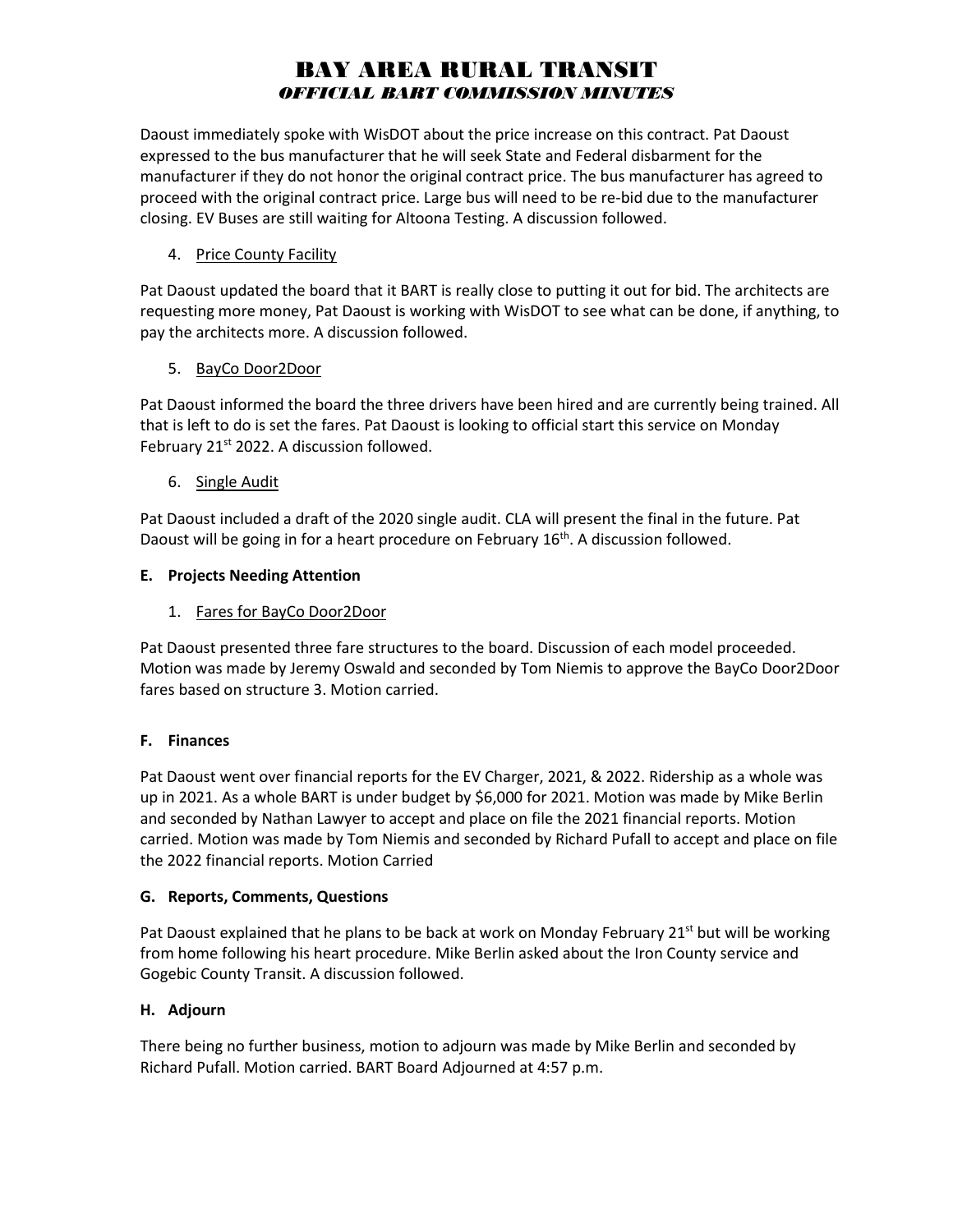Daoust immediately spoke with WisDOT about the price increase on this contract. Pat Daoust expressed to the bus manufacturer that he will seek State and Federal disbarment for the manufacturer if they do not honor the original contract price. The bus manufacturer has agreed to proceed with the original contract price. Large bus will need to be re-bid due to the manufacturer closing. EV Buses are still waiting for Altoona Testing. A discussion followed.

4. Price County Facility

Pat Daoust updated the board that it BART is really close to putting it out for bid. The architects are requesting more money, Pat Daoust is working with WisDOT to see what can be done, if anything, to pay the architects more. A discussion followed.

5. BayCo Door2Door

Pat Daoust informed the board the three drivers have been hired and are currently being trained. All that is left to do is set the fares. Pat Daoust is looking to official start this service on Monday February 21st 2022. A discussion followed.

6. Single Audit

Pat Daoust included a draft of the 2020 single audit. CLA will present the final in the future. Pat Daoust will be going in for a heart procedure on February 16th. A discussion followed.

**E. Projects Needing Attention**

1. Fares for BayCo Door2Door

Pat Daoust presented three fare structures to the board. Discussion of each model proceeded. Motion was made by Jeremy Oswald and seconded by Tom Niemis to approve the BayCo Door2Door fares based on structure 3. Motion carried.

**F. Finances**

Pat Daoust went over financial reports for the EV Charger, 2021, & 2022. Ridership as a whole was up in 2021. As a whole BART is under budget by $6,000 for 2021. Motion was made by Mike Berlin and seconded by Nathan Lawyer to accept and place on file the 2021 financial reports. Motion carried. Motion was made by Tom Niemis and seconded by Richard Pufall to accept and place on file the 2022 financial reports. Motion Carried

**G. Reports, Comments, Questions**

Pat Daoust explained that he plans to be back at work on Monday February 21st but will be working from home following his heart procedure. Mike Berlin asked about the Iron County service and Gogebic County Transit. A discussion followed.

**H. Adjourn**

There being no further business, motion to adjourn was made by Mike Berlin and seconded by Richard Pufall. Motion carried. BART Board Adjourned at 4:57 p.m.